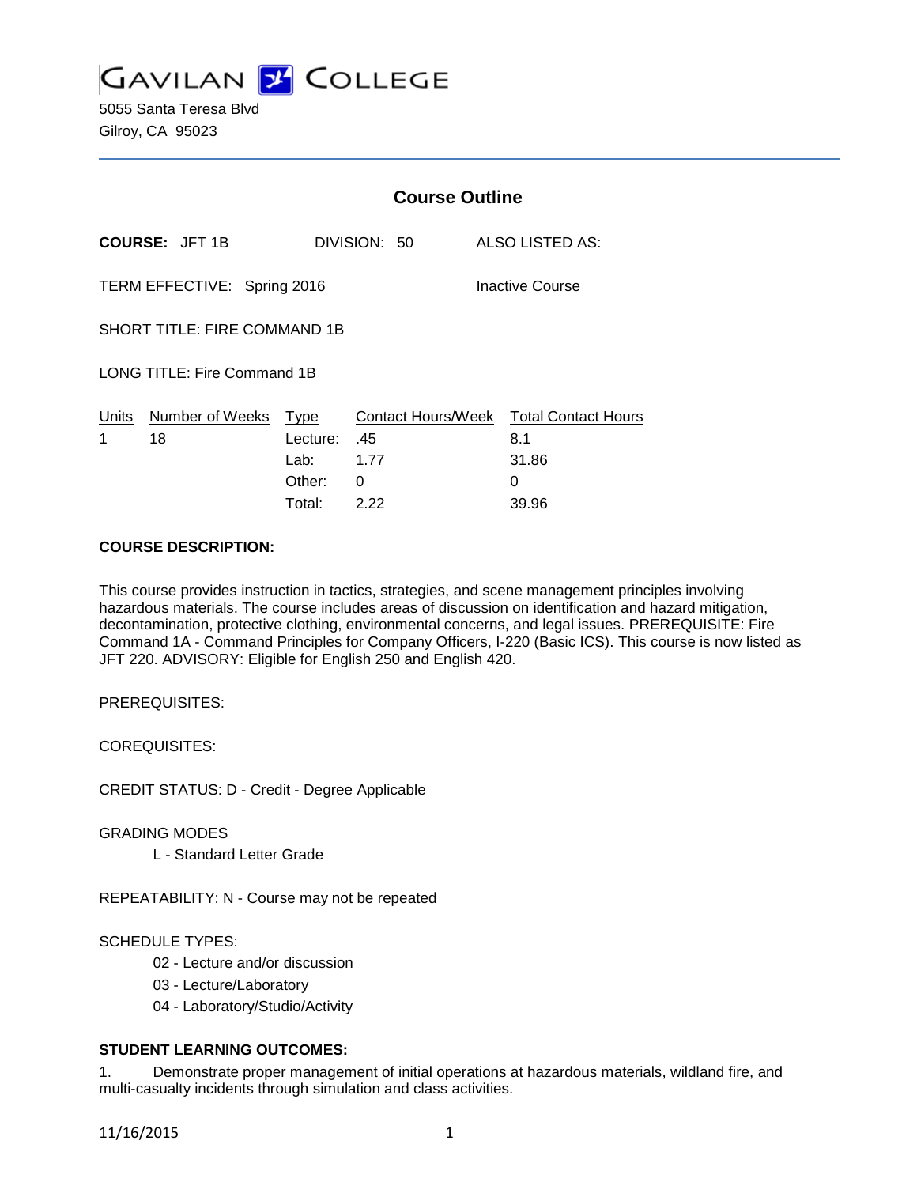# GAVILAN COLLEGE

5055 Santa Teresa Blvd
Gilroy, CA 95023

## Course Outline

**COURSE:** JFT 1B DIVISION: 50 ALSO LISTED AS:

TERM EFFECTIVE: Spring 2016 Inactive Course

SHORT TITLE: FIRE COMMAND 1B

LONG TITLE: Fire Command 1B

| Units | Number of Weeks | Type | Contact Hours/Week | Total Contact Hours |
|---|---|---|---|---|
| 1 | 18 | Lecture: | .45 | 8.1 |
| | | Lab: | 1.77 | 31.86 |
| | | Other: | 0 | 0 |
| | | Total: | 2.22 | 39.96 |

**COURSE DESCRIPTION:**

This course provides instruction in tactics, strategies, and scene management principles involving hazardous materials. The course includes areas of discussion on identification and hazard mitigation, decontamination, protective clothing, environmental concerns, and legal issues. PREREQUISITE: Fire Command 1A - Command Principles for Company Officers, I-220 (Basic ICS). This course is now listed as JFT 220. ADVISORY: Eligible for English 250 and English 420.

PREREQUISITES:

COREQUISITES:

CREDIT STATUS: D - Credit - Degree Applicable

GRADING MODES

L - Standard Letter Grade

REPEATABILITY: N - Course may not be repeated

SCHEDULE TYPES:

02 - Lecture and/or discussion

03 - Lecture/Laboratory

04 - Laboratory/Studio/Activity

**STUDENT LEARNING OUTCOMES:**

1. Demonstrate proper management of initial operations at hazardous materials, wildland fire, and multi-casualty incidents through simulation and class activities.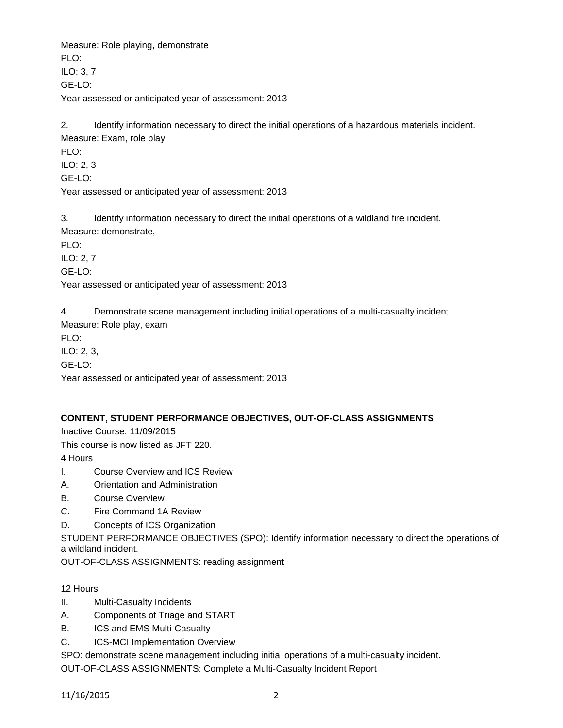Measure: Role playing, demonstrate
PLO:
ILO: 3, 7
GE-LO:
Year assessed or anticipated year of assessment: 2013

2. Identify information necessary to direct the initial operations of a hazardous materials incident.
Measure: Exam, role play
PLO:
ILO: 2, 3
GE-LO:
Year assessed or anticipated year of assessment: 2013

3. Identify information necessary to direct the initial operations of a wildland fire incident.
Measure: demonstrate,
PLO:
ILO: 2, 7
GE-LO:
Year assessed or anticipated year of assessment: 2013

4. Demonstrate scene management including initial operations of a multi-casualty incident.
Measure: Role play, exam
PLO:
ILO: 2, 3,
GE-LO:
Year assessed or anticipated year of assessment: 2013

## CONTENT, STUDENT PERFORMANCE OBJECTIVES, OUT-OF-CLASS ASSIGNMENTS

Inactive Course: 11/09/2015

This course is now listed as JFT 220.

4 Hours

I. Course Overview and ICS Review
A. Orientation and Administration
B. Course Overview
C. Fire Command 1A Review
D. Concepts of ICS Organization

STUDENT PERFORMANCE OBJECTIVES (SPO): Identify information necessary to direct the operations of a wildland incident.

OUT-OF-CLASS ASSIGNMENTS: reading assignment

12 Hours

II. Multi-Casualty Incidents
A. Components of Triage and START
B. ICS and EMS Multi-Casualty
C. ICS-MCI Implementation Overview

SPO: demonstrate scene management including initial operations of a multi-casualty incident.

OUT-OF-CLASS ASSIGNMENTS: Complete a Multi-Casualty Incident Report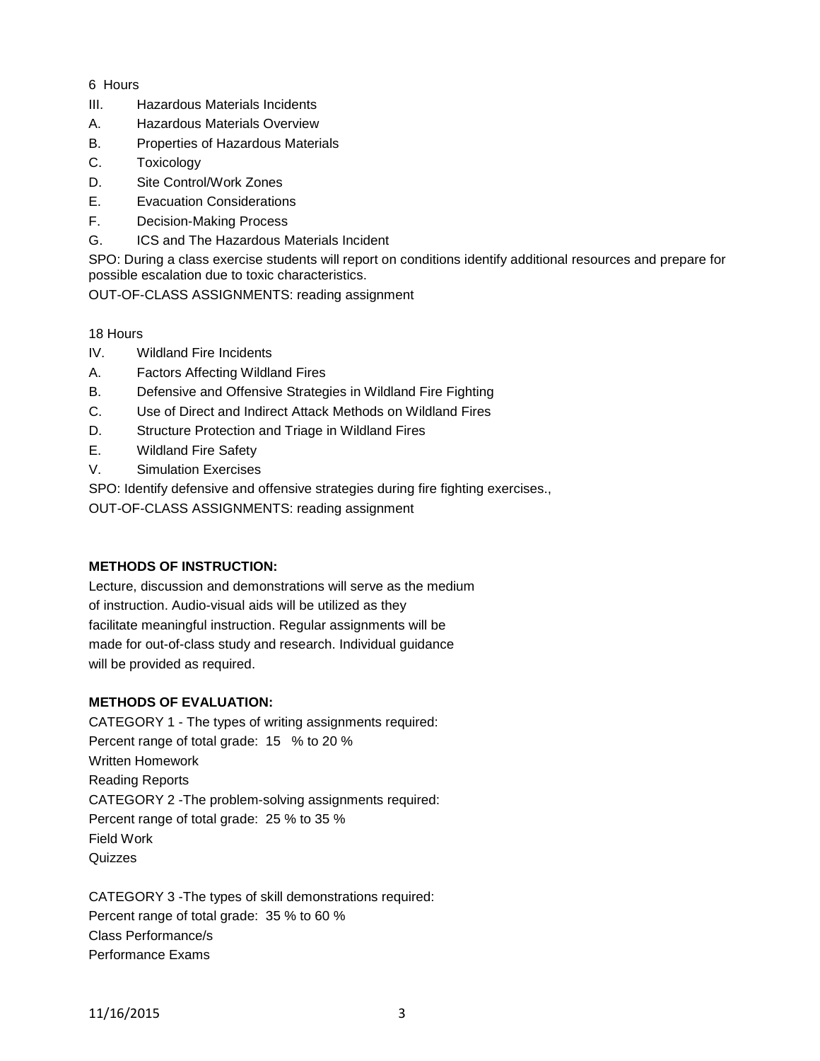6 Hours

III. Hazardous Materials Incidents

A. Hazardous Materials Overview

B. Properties of Hazardous Materials

C. Toxicology

D. Site Control/Work Zones

E. Evacuation Considerations

F. Decision-Making Process

G. ICS and The Hazardous Materials Incident

SPO: During a class exercise students will report on conditions identify additional resources and prepare for possible escalation due to toxic characteristics.

OUT-OF-CLASS ASSIGNMENTS: reading assignment

18 Hours

IV. Wildland Fire Incidents

A. Factors Affecting Wildland Fires

B. Defensive and Offensive Strategies in Wildland Fire Fighting

C. Use of Direct and Indirect Attack Methods on Wildland Fires

D. Structure Protection and Triage in Wildland Fires

E. Wildland Fire Safety

V. Simulation Exercises

SPO: Identify defensive and offensive strategies during fire fighting exercises.,

OUT-OF-CLASS ASSIGNMENTS: reading assignment

**METHODS OF INSTRUCTION:**

Lecture, discussion and demonstrations will serve as the medium of instruction. Audio-visual aids will be utilized as they facilitate meaningful instruction. Regular assignments will be made for out-of-class study and research. Individual guidance will be provided as required.

**METHODS OF EVALUATION:**

CATEGORY 1 - The types of writing assignments required:
Percent range of total grade: 15 % to 20 %
Written Homework
Reading Reports

CATEGORY 2 -The problem-solving assignments required:
Percent range of total grade: 25 % to 35 %
Field Work
Quizzes

CATEGORY 3 -The types of skill demonstrations required:
Percent range of total grade: 35 % to 60 %
Class Performance/s
Performance Exams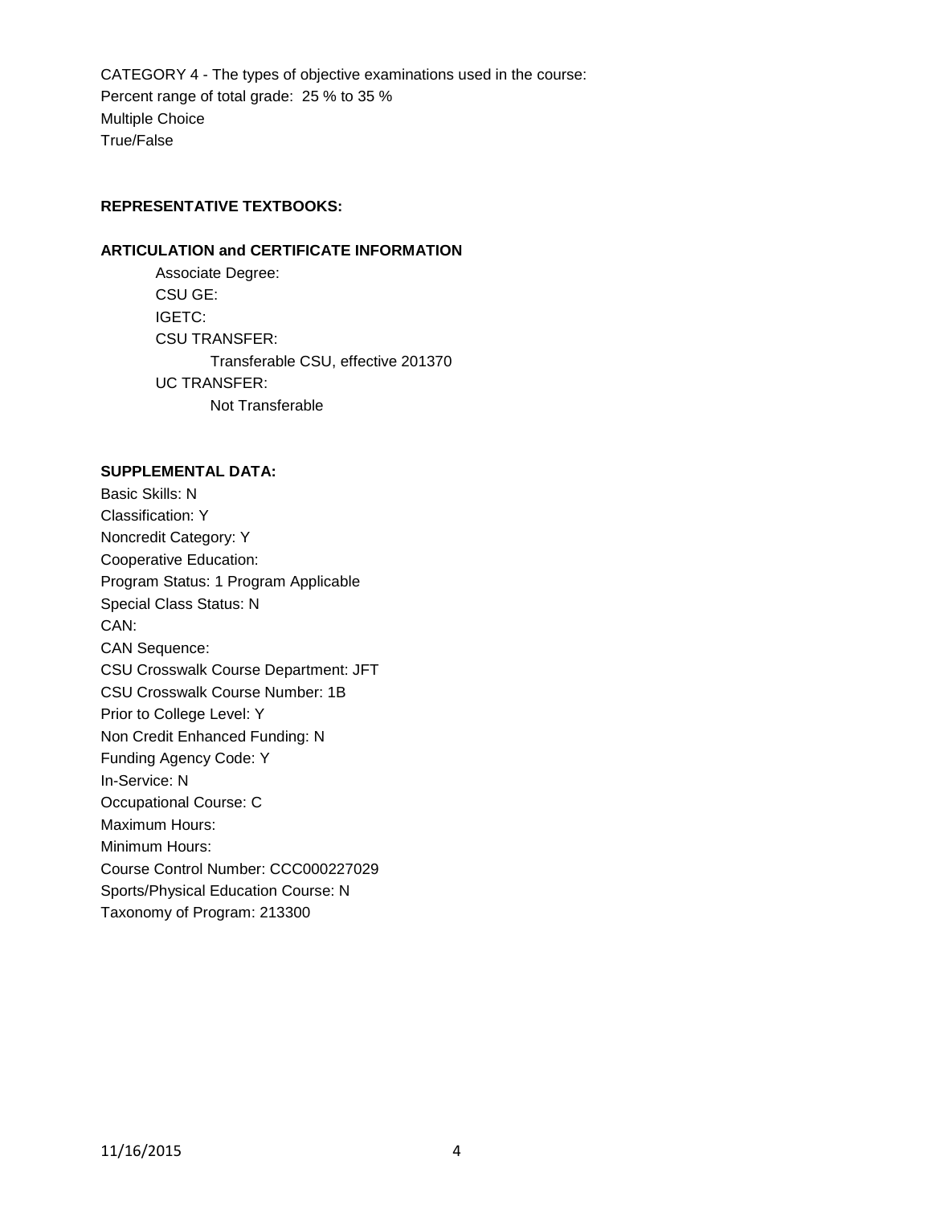CATEGORY 4 - The types of objective examinations used in the course:
Percent range of total grade: 25 % to 35 %
Multiple Choice
True/False

**REPRESENTATIVE TEXTBOOKS:**

**ARTICULATION and CERTIFICATE INFORMATION**

Associate Degree:
CSU GE:
IGETC:
CSU TRANSFER:
    Transferable CSU, effective 201370
UC TRANSFER:
    Not Transferable

**SUPPLEMENTAL DATA:**

Basic Skills: N
Classification: Y
Noncredit Category: Y
Cooperative Education:
Program Status: 1 Program Applicable
Special Class Status: N
CAN:
CAN Sequence:
CSU Crosswalk Course Department: JFT
CSU Crosswalk Course Number: 1B
Prior to College Level: Y
Non Credit Enhanced Funding: N
Funding Agency Code: Y
In-Service: N
Occupational Course: C
Maximum Hours:
Minimum Hours:
Course Control Number: CCC000227029
Sports/Physical Education Course: N
Taxonomy of Program: 213300